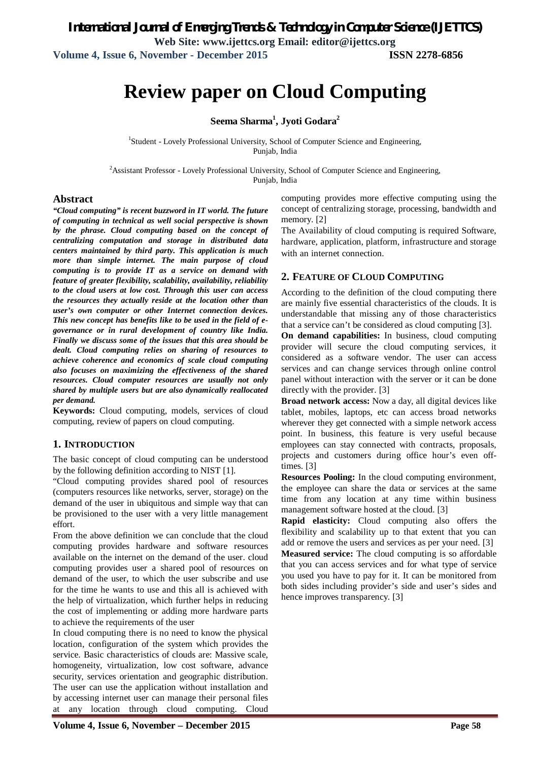# Review paper on Cloud Computing

**Seema Sharma[1], Jyoti Godara[2]**

[1]Student - Lovely Professional University, School of Computer Science and Engineering, Punjab, India

[2]Assistant Professor - Lovely Professional University, School of Computer Science and Engineering, Punjab, India

## Abstract

***"Cloud computing" is recent buzzword in IT world. The future of computing in technical as well social perspective is shown by the phrase. Cloud computing based on the concept of centralizing computation and storage in distributed data centers maintained by third party. This application is much more than simple internet. The main purpose of cloud computing is to provide IT as a service on demand with feature of greater flexibility, scalability, availability, reliability to the cloud users at low cost. Through this user can access the resources they actually reside at the location other than user's own computer or other Internet connection devices. This new concept has benefits like to be used in the field of e-governance or in rural development of country like India. Finally we discuss some of the issues that this area should be dealt. Cloud computing relies on sharing of resources to achieve coherence and economics of scale cloud computing also focuses on maximizing the effectiveness of the shared resources. Cloud computer resources are usually not only shared by multiple users but are also dynamically reallocated per demand.***

**Keywords:** Cloud computing, models, services of cloud computing, review of papers on cloud computing.

## 1. INTRODUCTION

The basic concept of cloud computing can be understood by the following definition according to NIST [1].

"Cloud computing provides shared pool of resources (computers resources like networks, server, storage) on the demand of the user in ubiquitous and simple way that can be provisioned to the user with a very little management effort.

From the above definition we can conclude that the cloud computing provides hardware and software resources available on the internet on the demand of the user. cloud computing provides user a shared pool of resources on demand of the user, to which the user subscribe and use for the time he wants to use and this all is achieved with the help of virtualization, which further helps in reducing the cost of implementing or adding more hardware parts to achieve the requirements of the user

In cloud computing there is no need to know the physical location, configuration of the system which provides the service. Basic characteristics of clouds are: Massive scale, homogeneity, virtualization, low cost software, advance security, services orientation and geographic distribution. The user can use the application without installation and by accessing internet user can manage their personal files at any location through cloud computing. Cloud computing provides more effective computing using the concept of centralizing storage, processing, bandwidth and memory. [2]

The Availability of cloud computing is required Software, hardware, application, platform, infrastructure and storage with an internet connection.

## 2. FEATURE OF CLOUD COMPUTING

According to the definition of the cloud computing there are mainly five essential characteristics of the clouds. It is understandable that missing any of those characteristics that a service can't be considered as cloud computing [3].

**On demand capabilities:** In business, cloud computing provider will secure the cloud computing services, it considered as a software vendor. The user can access services and can change services through online control panel without interaction with the server or it can be done directly with the provider. [3]

**Broad network access:** Now a day, all digital devices like tablet, mobiles, laptops, etc can access broad networks wherever they get connected with a simple network access point. In business, this feature is very useful because employees can stay connected with contracts, proposals, projects and customers during office hour's even off-times. [3]

**Resources Pooling:** In the cloud computing environment, the employee can share the data or services at the same time from any location at any time within business management software hosted at the cloud. [3]

**Rapid elasticity:** Cloud computing also offers the flexibility and scalability up to that extent that you can add or remove the users and services as per your need. [3]

**Measured service:** The cloud computing is so affordable that you can access services and for what type of service you used you have to pay for it. It can be monitored from both sides including provider's side and user's sides and hence improves transparency. [3]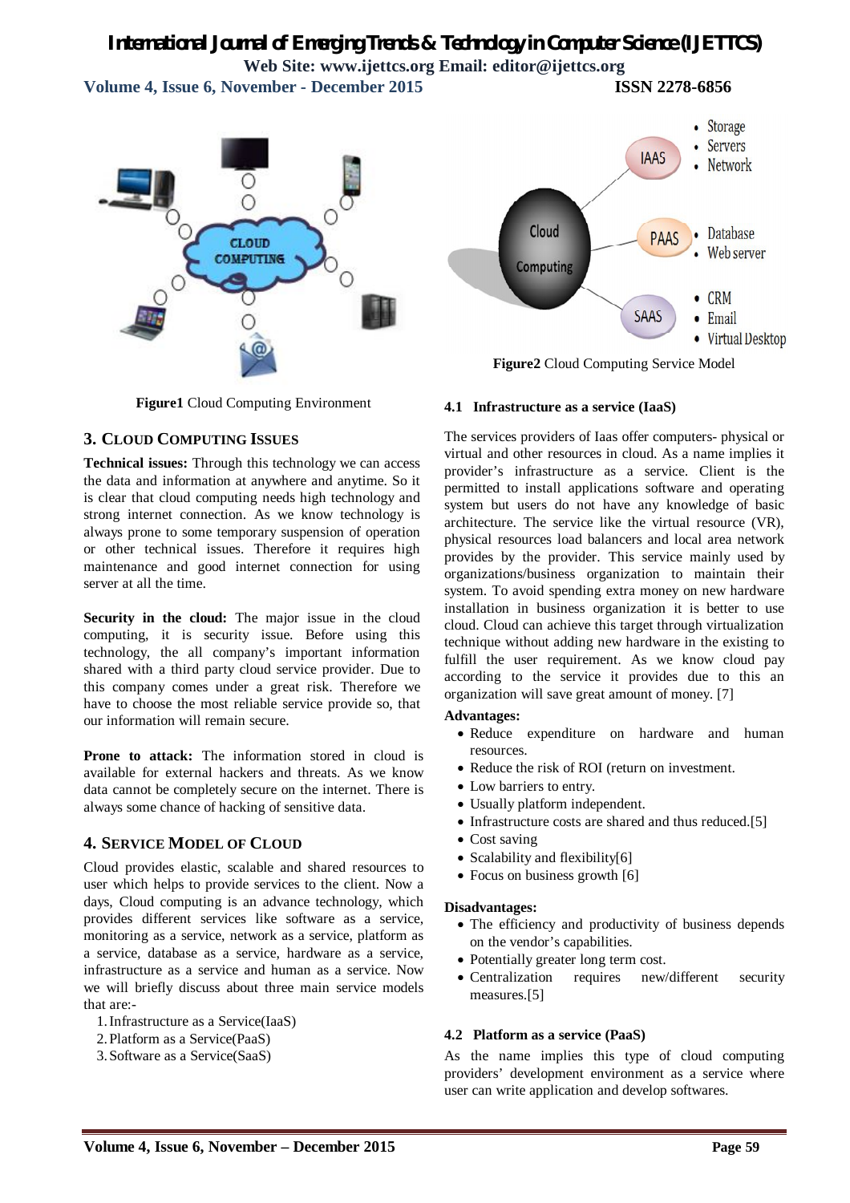Figure1 Cloud Computing Environment

Figure2 Cloud Computing Service Model

## 3. CLOUD COMPUTING ISSUES

**Technical issues:** Through this technology we can access the data and information at anywhere and anytime. So it is clear that cloud computing needs high technology and strong internet connection. As we know technology is always prone to some temporary suspension of operation or other technical issues. Therefore it requires high maintenance and good internet connection for using server at all the time.

**Security in the cloud:** The major issue in the cloud computing, it is security issue. Before using this technology, the all company's important information shared with a third party cloud service provider. Due to this company comes under a great risk. Therefore we have to choose the most reliable service provide so, that our information will remain secure.

**Prone to attack:** The information stored in cloud is available for external hackers and threats. As we know data cannot be completely secure on the internet. There is always some chance of hacking of sensitive data.

## 4. SERVICE MODEL OF CLOUD

Cloud provides elastic, scalable and shared resources to user which helps to provide services to the client. Now a days, Cloud computing is an advance technology, which provides different services like software as a service, monitoring as a service, network as a service, platform as a service, database as a service, hardware as a service, infrastructure as a service and human as a service. Now we will briefly discuss about three main service models that are:-

1. Infrastructure as a Service(IaaS)
2. Platform as a Service(PaaS)
3. Software as a Service(SaaS)

### 4.1 Infrastructure as a service (IaaS)

The services providers of Iaas offer computers- physical or virtual and other resources in cloud. As a name implies it provider's infrastructure as a service. Client is the permitted to install applications software and operating system but users do not have any knowledge of basic architecture. The service like the virtual resource (VR), physical resources load balancers and local area network provides by the provider. This service mainly used by organizations/business organization to maintain their system. To avoid spending extra money on new hardware installation in business organization it is better to use cloud. Cloud can achieve this target through virtualization technique without adding new hardware in the existing to fulfill the user requirement. As we know cloud pay according to the service it provides due to this an organization will save great amount of money. [7]

**Advantages:**

- Reduce expenditure on hardware and human resources.
- Reduce the risk of ROI (return on investment.
- Low barriers to entry.
- Usually platform independent.
- Infrastructure costs are shared and thus reduced.[5]
- Cost saving
- Scalability and flexibility[6]
- Focus on business growth [6]

**Disadvantages:**

- The efficiency and productivity of business depends on the vendor's capabilities.
- Potentially greater long term cost.
- Centralization requires new/different security measures.[5]

### 4.2 Platform as a service (PaaS)

As the name implies this type of cloud computing providers' development environment as a service where user can write application and develop softwares.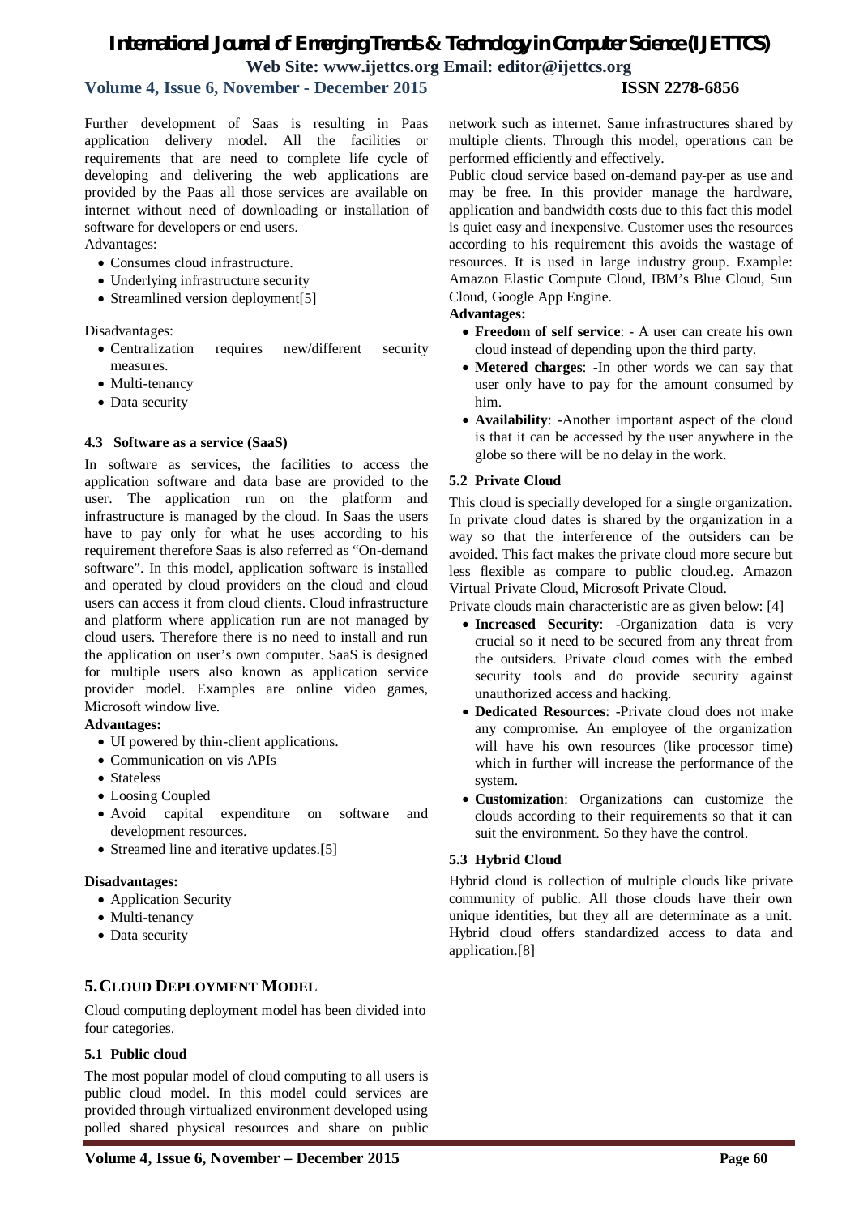Further development of Saas is resulting in Paas application delivery model. All the facilities or requirements that are need to complete life cycle of developing and delivering the web applications are provided by the Paas all those services are available on internet without need of downloading or installation of software for developers or end users.

Advantages:

- Consumes cloud infrastructure.
- Underlying infrastructure security
- Streamlined version deployment[5]

Disadvantages:

- Centralization requires new/different security measures.
- Multi-tenancy
- Data security

### 4.3 Software as a service (SaaS)

In software as services, the facilities to access the application software and data base are provided to the user. The application run on the platform and infrastructure is managed by the cloud. In Saas the users have to pay only for what he uses according to his requirement therefore Saas is also referred as "On-demand software". In this model, application software is installed and operated by cloud providers on the cloud and cloud users can access it from cloud clients. Cloud infrastructure and platform where application run are not managed by cloud users. Therefore there is no need to install and run the application on user's own computer. SaaS is designed for multiple users also known as application service provider model. Examples are online video games, Microsoft window live.

**Advantages:**

- UI powered by thin-client applications.
- Communication on vis APIs
- Stateless
- Loosing Coupled
- Avoid capital expenditure on software and development resources.
- Streamed line and iterative updates.[5]

**Disadvantages:**

- Application Security
- Multi-tenancy
- Data security

## 5. CLOUD DEPLOYMENT MODEL

Cloud computing deployment model has been divided into four categories.

### 5.1 Public cloud

The most popular model of cloud computing to all users is public cloud model. In this model could services are provided through virtualized environment developed using polled shared physical resources and share on public network such as internet. Same infrastructures shared by multiple clients. Through this model, operations can be performed efficiently and effectively.

Public cloud service based on-demand pay-per as use and may be free. In this provider manage the hardware, application and bandwidth costs due to this fact this model is quiet easy and inexpensive. Customer uses the resources according to his requirement this avoids the wastage of resources. It is used in large industry group. Example: Amazon Elastic Compute Cloud, IBM's Blue Cloud, Sun Cloud, Google App Engine.

**Advantages:**

- **Freedom of self service**: - A user can create his own cloud instead of depending upon the third party.
- **Metered charges**: -In other words we can say that user only have to pay for the amount consumed by him.
- **Availability**: -Another important aspect of the cloud is that it can be accessed by the user anywhere in the globe so there will be no delay in the work.

### 5.2 Private Cloud

This cloud is specially developed for a single organization. In private cloud dates is shared by the organization in a way so that the interference of the outsiders can be avoided. This fact makes the private cloud more secure but less flexible as compare to public cloud.eg. Amazon Virtual Private Cloud, Microsoft Private Cloud.

Private clouds main characteristic are as given below: [4]

- **Increased Security**: -Organization data is very crucial so it need to be secured from any threat from the outsiders. Private cloud comes with the embed security tools and do provide security against unauthorized access and hacking.
- **Dedicated Resources**: -Private cloud does not make any compromise. An employee of the organization will have his own resources (like processor time) which in further will increase the performance of the system.
- **Customization**: Organizations can customize the clouds according to their requirements so that it can suit the environment. So they have the control.

### 5.3 Hybrid Cloud

Hybrid cloud is collection of multiple clouds like private community of public. All those clouds have their own unique identities, but they all are determinate as a unit. Hybrid cloud offers standardized access to data and application.[8]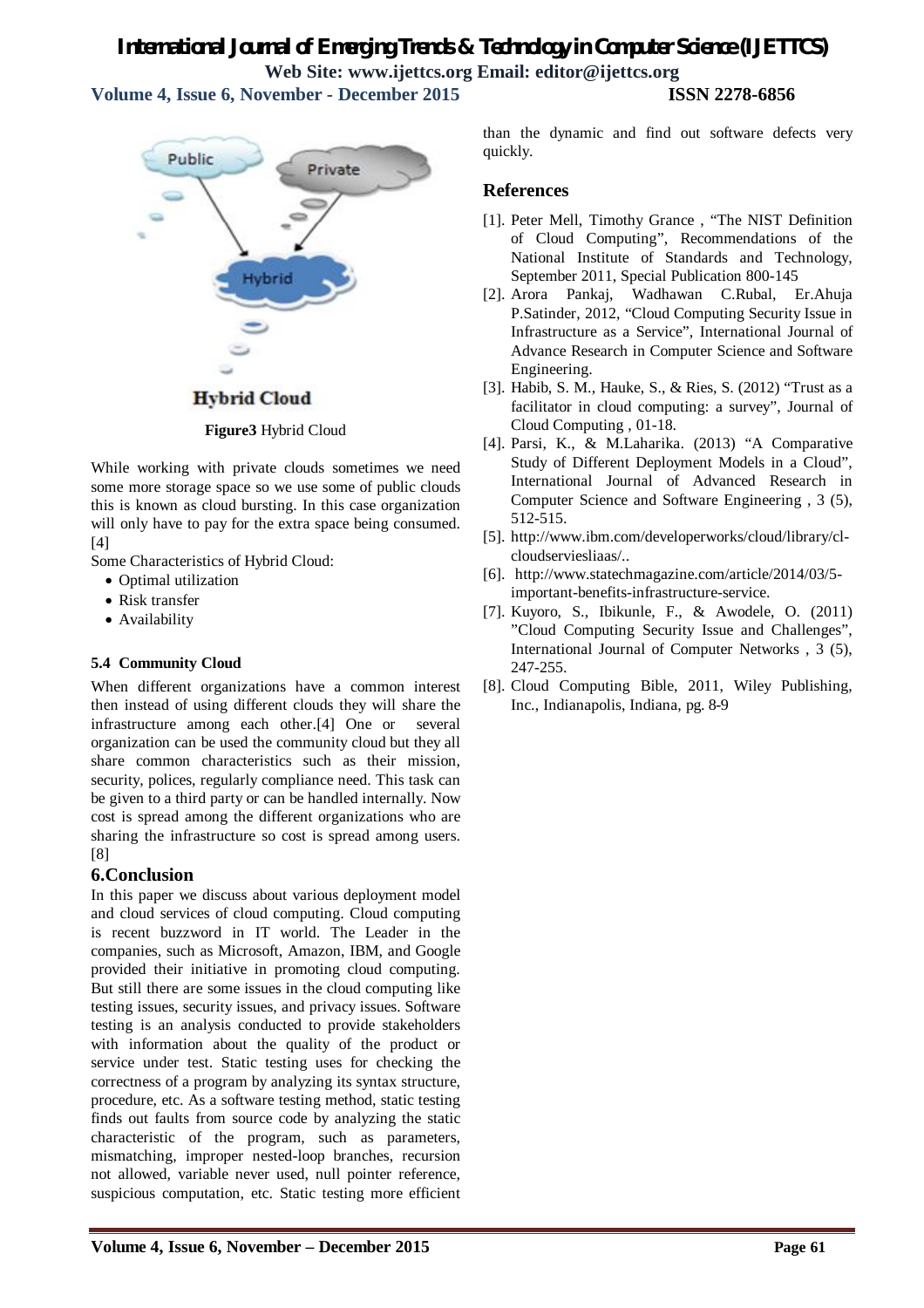Public

Private

Hybrid

Hybrid Cloud

**Figure3** Hybrid Cloud

While working with private clouds sometimes we need some more storage space so we use some of public clouds this is known as cloud bursting. In this case organization will only have to pay for the extra space being consumed. [4]

Some Characteristics of Hybrid Cloud:

- Optimal utilization
- Risk transfer
- Availability

#### 5.4 Community Cloud

When different organizations have a common interest then instead of using different clouds they will share the infrastructure among each other.[4] One or several organization can be used the community cloud but they all share common characteristics such as their mission, security, polices, regularly compliance need. This task can be given to a third party or can be handled internally. Now cost is spread among the different organizations who are sharing the infrastructure so cost is spread among users. [8]

## 6.Conclusion

In this paper we discuss about various deployment model and cloud services of cloud computing. Cloud computing is recent buzzword in IT world. The Leader in the companies, such as Microsoft, Amazon, IBM, and Google provided their initiative in promoting cloud computing. But still there are some issues in the cloud computing like testing issues, security issues, and privacy issues. Software testing is an analysis conducted to provide stakeholders with information about the quality of the product or service under test. Static testing uses for checking the correctness of a program by analyzing its syntax structure, procedure, etc. As a software testing method, static testing finds out faults from source code by analyzing the static characteristic of the program, such as parameters, mismatching, improper nested-loop branches, recursion not allowed, variable never used, null pointer reference, suspicious computation, etc. Static testing more efficient than the dynamic and find out software defects very quickly.

## References

[1]. Peter Mell, Timothy Grance , "The NIST Definition of Cloud Computing", Recommendations of the National Institute of Standards and Technology, September 2011, Special Publication 800-145

[2]. Arora Pankaj, Wadhawan C.Rubal, Er.Ahuja P.Satinder, 2012, "Cloud Computing Security Issue in Infrastructure as a Service", International Journal of Advance Research in Computer Science and Software Engineering.

[3]. Habib, S. M., Hauke, S., & Ries, S. (2012) "Trust as a facilitator in cloud computing: a survey", Journal of Cloud Computing , 01-18.

[4]. Parsi, K., & M.Laharika. (2013) "A Comparative Study of Different Deployment Models in a Cloud", International Journal of Advanced Research in Computer Science and Software Engineering , 3 (5), 512-515.

[5]. http://www.ibm.com/developerworks/cloud/library/cl-cloudserviesliaas/..

[6]. http://www.statechmagazine.com/article/2014/03/5-important-benefits-infrastructure-service.

[7]. Kuyoro, S., Ibikunle, F., & Awodele, O. (2011) "Cloud Computing Security Issue and Challenges", International Journal of Computer Networks , 3 (5), 247-255.

[8]. Cloud Computing Bible, 2011, Wiley Publishing, Inc., Indianapolis, Indiana, pg. 8-9